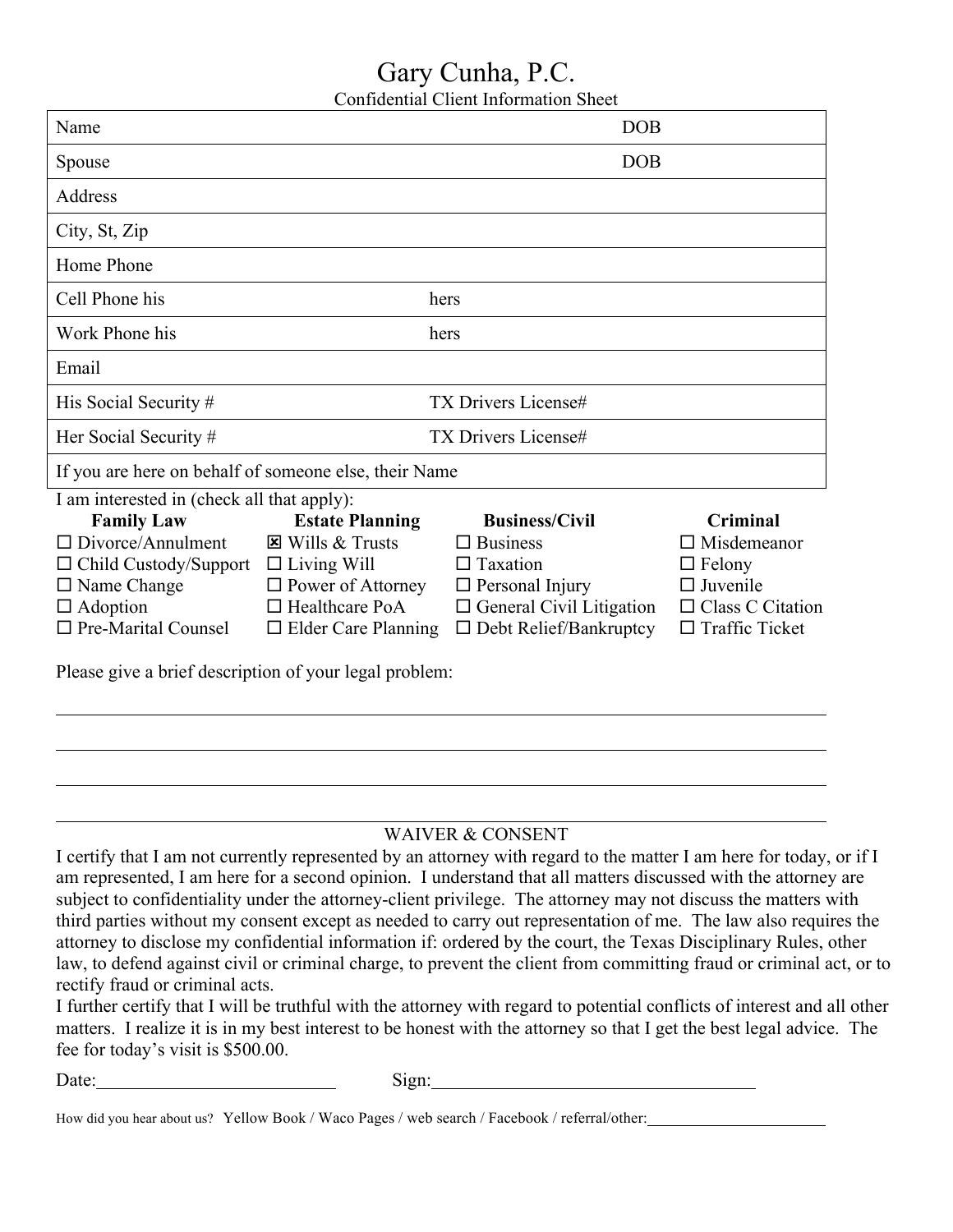# Gary Cunha, P.C.

Confidential Client Information Sheet

| Name | | DOB |
|---|---|---|
| Spouse | | DOB |
| Address | | |
| City, St, Zip | | |
| Home Phone | | |
| Cell Phone his | hers | |
| Work Phone his | hers | |
| Email | | |
| His Social Security # | TX Drivers License# | |
| Her Social Security # | TX Drivers License# | |
| If you are here on behalf of someone else, their Name | | |

I am interested in (check all that apply):

| **Family Law** | **Estate Planning** | **Business/Civil** | **Criminal** |
|---|---|---|---|
| ☐ Divorce/Annulment | ☒ Wills & Trusts | ☐ Business | ☐ Misdemeanor |
| ☐ Child Custody/Support | ☐ Living Will | ☐ Taxation | ☐ Felony |
| ☐ Name Change | ☐ Power of Attorney | ☐ Personal Injury | ☐ Juvenile |
| ☐ Adoption | ☐ Healthcare PoA | ☐ General Civil Litigation | ☐ Class C Citation |
| ☐ Pre-Marital Counsel | ☐ Elder Care Planning | ☐ Debt Relief/Bankruptcy | ☐ Traffic Ticket |

Please give a brief description of your legal problem:

______________________________________________________________________

______________________________________________________________________

______________________________________________________________________

______________________________________________________________________

## WAIVER & CONSENT

I certify that I am not currently represented by an attorney with regard to the matter I am here for today, or if I am represented, I am here for a second opinion. I understand that all matters discussed with the attorney are subject to confidentiality under the attorney-client privilege. The attorney may not discuss the matters with third parties without my consent except as needed to carry out representation of me. The law also requires the attorney to disclose my confidential information if: ordered by the court, the Texas Disciplinary Rules, other law, to defend against civil or criminal charge, to prevent the client from committing fraud or criminal act, or to rectify fraud or criminal acts.

I further certify that I will be truthful with the attorney with regard to potential conflicts of interest and all other matters. I realize it is in my best interest to be honest with the attorney so that I get the best legal advice. The fee for today's visit is $500.00.

Date:__________________________ Sign:____________________________________

How did you hear about us? Yellow Book / Waco Pages / web search / Facebook / referral/other:_____________________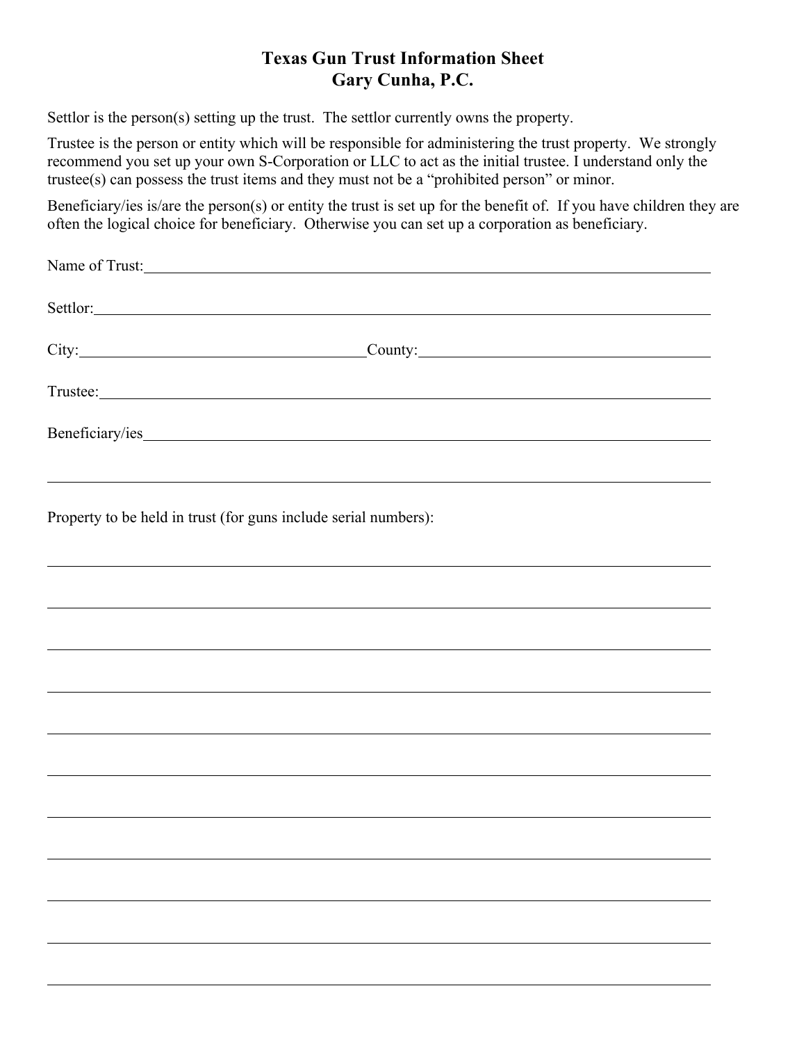# Texas Gun Trust Information Sheet
# Gary Cunha, P.C.

Settlor is the person(s) setting up the trust. The settlor currently owns the property.

Trustee is the person or entity which will be responsible for administering the trust property. We strongly recommend you set up your own S-Corporation or LLC to act as the initial trustee. I understand only the trustee(s) can possess the trust items and they must not be a "prohibited person" or minor.

Beneficiary/ies is/are the person(s) or entity the trust is set up for the benefit of. If you have children they are often the logical choice for beneficiary. Otherwise you can set up a corporation as beneficiary.

Name of Trust: ____________________________________________

Settlor: ____________________________________________

City: ______________________ County: ______________________

Trustee: ____________________________________________

Beneficiary/ies ____________________________________________

____________________________________________

Property to be held in trust (for guns include serial numbers):

____________________________________________

____________________________________________

____________________________________________

____________________________________________

____________________________________________

____________________________________________

____________________________________________

____________________________________________

____________________________________________

____________________________________________

____________________________________________